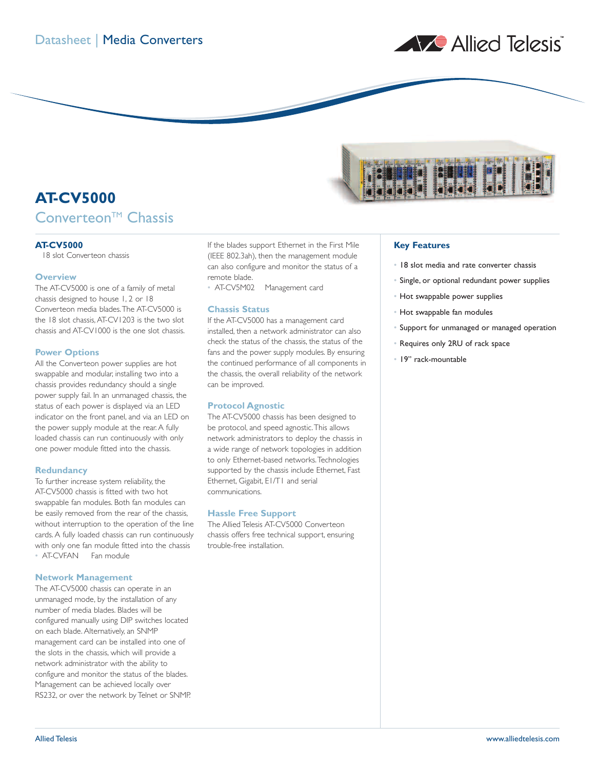Datasheet | Media Converters

# AT-CV5000

## Converteon™ Chassis

**AT-CV5000**
18 slot Converteon chassis

### Overview

The AT-CV5000 is one of a family of metal chassis designed to house 1, 2 or 18 Converteon media blades. The AT-CV5000 is the 18 slot chassis, AT-CV1203 is the two slot chassis and AT-CV1000 is the one slot chassis.

### Power Options

All the Converteon power supplies are hot swappable and modular, installing two into a chassis provides redundancy should a single power supply fail. In an unmanaged chassis, the status of each power is displayed via an LED indicator on the front panel, and via an LED on the power supply module at the rear. A fully loaded chassis can run continuously with only one power module fitted into the chassis.

### Redundancy

To further increase system reliability, the AT-CV5000 chassis is fitted with two hot swappable fan modules. Both fan modules can be easily removed from the rear of the chassis, without interruption to the operation of the line cards. A fully loaded chassis can run continuously with only one fan module fitted into the chassis

- AT-CVFAN Fan module

### Network Management

The AT-CV5000 chassis can operate in an unmanaged mode, by the installation of any number of media blades. Blades will be configured manually using DIP switches located on each blade. Alternatively, an SNMP management card can be installed into one of the slots in the chassis, which will provide a network administrator with the ability to configure and monitor the status of the blades. Management can be achieved locally over RS232, or over the network by Telnet or SNMP.

If the blades support Ethernet in the First Mile (IEEE 802.3ah), then the management module can also configure and monitor the status of a remote blade.

- AT-CV5M02 Management card

### Chassis Status

If the AT-CV5000 has a management card installed, then a network administrator can also check the status of the chassis, the status of the fans and the power supply modules. By ensuring the continued performance of all components in the chassis, the overall reliability of the network can be improved.

### Protocol Agnostic

The AT-CV5000 chassis has been designed to be protocol, and speed agnostic. This allows network administrators to deploy the chassis in a wide range of network topologies in addition to only Ethernet-based networks. Technologies supported by the chassis include Ethernet, Fast Ethernet, Gigabit, E1/T1 and serial communications.

### Hassle Free Support

The Allied Telesis AT-CV5000 Converteon chassis offers free technical support, ensuring trouble-free installation.

### Key Features

- 18 slot media and rate converter chassis
- Single, or optional redundant power supplies
- Hot swappable power supplies
- Hot swappable fan modules
- Support for unmanaged or managed operation
- Requires only 2RU of rack space
- 19" rack-mountable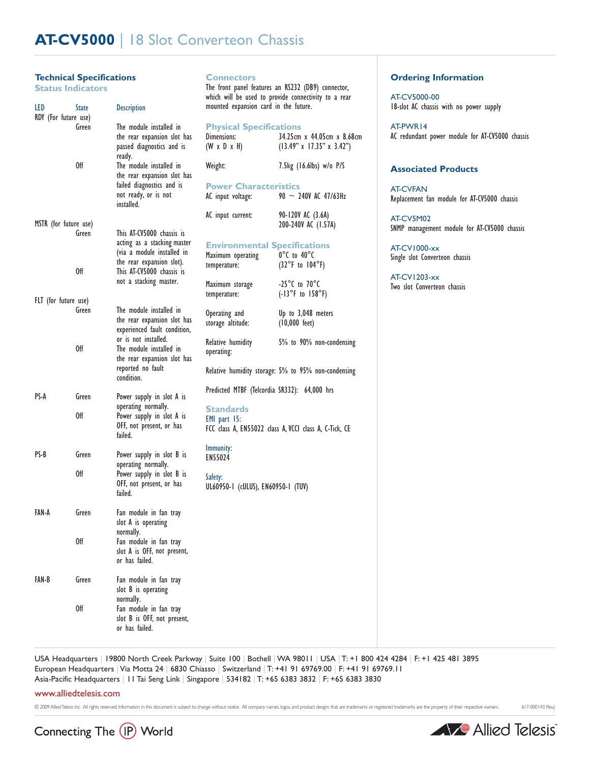# AT-CV5000 | 18 Slot Converteon Chassis

## Technical Specifications

### Status Indicators

| LED | State | Description |
|---|---|---|
| RDY (For future use) | | |
| | Green | The module installed in the rear expansion slot has passed diagnostics and is ready. |
| | Off | The module installed in the rear expansion slot has failed diagnostics and is not ready, or is not installed. |
| MSTR (for future use) | | |
| | Green | This AT-CV5000 chassis is acting as a stacking master (via a module installed in the rear expansion slot). |
| | Off | This AT-CV5000 chassis is not a stacking master. |
| FLT (for future use) | | |
| | Green | The module installed in the rear expansion slot has experienced fault condition, or is not installed. |
| | Off | The module installed in the rear expansion slot has reported no fault condition. |
| PS-A | Green | Power supply in slot A is operating normally. |
| | Off | Power supply in slot A is OFF, not present, or has failed. |
| PS-B | Green | Power supply in slot B is operating normally. |
| | Off | Power supply in slot B is OFF, not present, or has failed. |
| FAN-A | Green | Fan module in fan tray slot A is operating normally. |
| | Off | Fan module in fan tray slot A is OFF, not present, or has failed. |
| FAN-B | Green | Fan module in fan tray slot B is operating normally. |
| | Off | Fan module in fan tray slot B is OFF, not present, or has failed. |

### Connectors

The front panel features an RS232 (DB9) connector, which will be used to provide connectivity to a rear mounted expansion card in the future.

### Physical Specifications

| | |
|---|---|
| Dimensions: (W x D x H) | 34.25cm x 44.05cm x 8.68cm (13.49" x 17.35" x 3.42") |
| Weight: | 7.5kg (16.6lbs) w/o P/S |

### Power Characteristics

| | |
|---|---|
| AC input voltage: | 90 ~ 240V AC 47/63Hz |
| AC input current: | 90-120V AC (3.6A) 200-240V AC (1.57A) |

### Environmental Specifications

| | |
|---|---|
| Maximum operating temperature: | 0°C to 40°C (32°F to 104°F) |
| Maximum storage temperature: | -25°C to 70°C (-13°F to 158°F) |
| Operating and storage altitude: | Up to 3,048 meters (10,000 feet) |
| Relative humidity operating: | 5% to 90% non-condensing |

Relative humidity storage: 5% to 95% non-condensing

Predicted MTBF (Telcordia SR332): 64,000 hrs

### Standards

EMI part 15:
FCC class A, EN55022 class A, VCCI class A, C-Tick, CE

Immunity:
EN55024

Safety:
UL60950-1 (cULUS), EN60950-1 (TUV)

## Ordering Information

AT-CV5000-00
18-slot AC chassis with no power supply

AT-PWR14
AC redundant power module for AT-CV5000 chassis

## Associated Products

AT-CVFAN
Replacement fan module for AT-CV5000 chassis

AT-CV5M02
SNMP management module for AT-CV5000 chassis

AT-CV1000-xx
Single slot Converteon chassis

AT-CV1203-xx
Two slot Converteon chassis

USA Headquarters | 19800 North Creek Parkway | Suite 100 | Bothell | WA 98011 | USA | T: +1 800 424 4284 | F: +1 425 481 3895
European Headquarters | Via Motta 24 | 6830 Chiasso | Switzerland | T: +41 91 69769.00 | F: +41 91 69769.11
Asia-Pacific Headquarters | 11 Tai Seng Link | Singapore | 534182 | T: +65 6383 3832 | F: +65 6383 3830

www.alliedtelesis.com

© 2009 Allied Telesis Inc. All rights reserved. Information in this document is subject to change without notice. All company names, logos, and product designs that are trademarks or registered trademarks are the property of their respective owners. 617-000143 Rev.J

Connecting The IP World

Allied Telesis